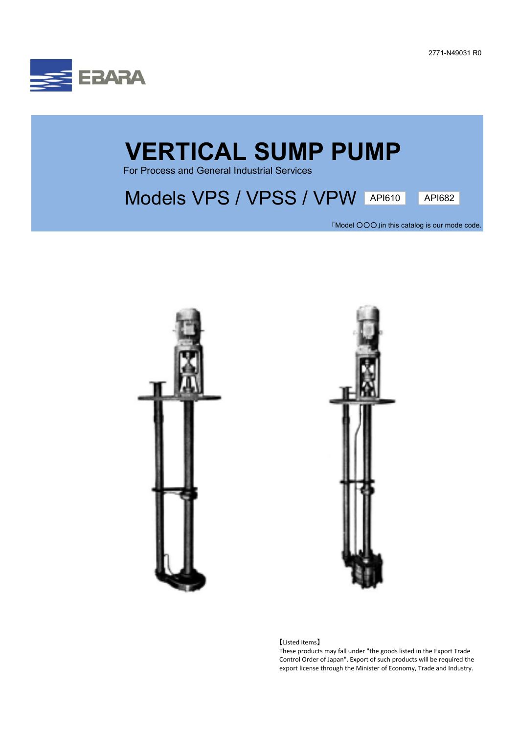2771-N49031 R0

EBARA

# VERTICAL SUMP PUMP

For Process and General Industrial Services

## Models VPS / VPSS / VPW API610 API682

「Model ○○○」in this catalog is our mode code.

【Listed items】
These products may fall under "the goods listed in the Export Trade Control Order of Japan". Export of such products will be required the export license through the Minister of Economy, Trade and Industry.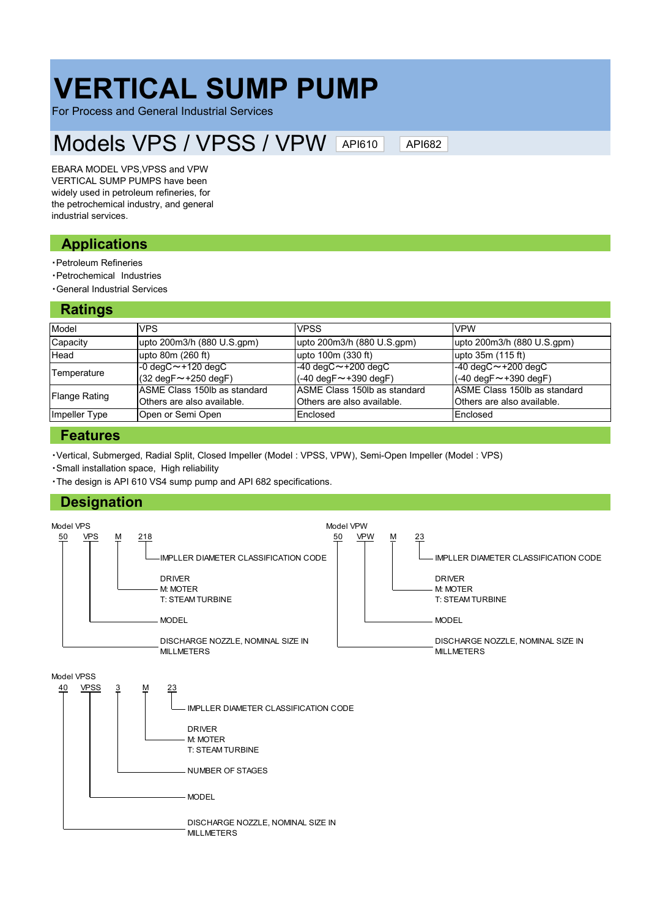# VERTICAL SUMP PUMP

For Process and General Industrial Services

## Models VPS / VPSS / VPW

API610 API682

EBARA MODEL VPS,VPSS and VPW VERTICAL SUMP PUMPS have been widely used in petroleum refineries, for the petrochemical industry, and general industrial services.

## Applications

・Petroleum Refineries
・Petrochemical Industries
・General Industrial Services

## Ratings

| Model | VPS | VPSS | VPW |
|---|---|---|---|
| Capacity | upto 200m3/h (880 U.S.gpm) | upto 200m3/h (880 U.S.gpm) | upto 200m3/h (880 U.S.gpm) |
| Head | upto 80m (260 ft) | upto 100m (330 ft) | upto 35m (115 ft) |
| Temperature | -0 degC～+120 degC (32 degF～+250 degF) | -40 degC～+200 degC (-40 degF～+390 degF) | -40 degC～+200 degC (-40 degF～+390 degF) |
| Flange Rating | ASME Class 150lb as standard Others are also available. | ASME Class 150lb as standard Others are also available. | ASME Class 150lb as standard Others are also available. |
| Impeller Type | Open or Semi Open | Enclosed | Enclosed |

## Features

・Vertical, Submerged, Radial Split, Closed Impeller (Model : VPSS, VPW), Semi-Open Impeller (Model : VPS)
・Small installation space, High reliability
・The design is API 610 VS4 sump pump and API 682 specifications.

## Designation

Model VPS

50 VPS M 218

- 218: IMPLLER DIAMETER CLASSIFICATION CODE
- M: DRIVER
  - M: MOTER
  - T: STEAM TURBINE
- VPS: MODEL
- 50: DISCHARGE NOZZLE, NOMINAL SIZE IN MILLMETERS

Model VPW

50 VPW M 23

- 23: IMPLLER DIAMETER CLASSIFICATION CODE
- M: DRIVER
  - M: MOTER
  - T: STEAM TURBINE
- VPW: MODEL
- 50: DISCHARGE NOZZLE, NOMINAL SIZE IN MILLMETERS

Model VPSS

40 VPSS 3 M 23

- 23: IMPLLER DIAMETER CLASSIFICATION CODE
- M: DRIVER
  - M: MOTER
  - T: STEAM TURBINE
- 3: NUMBER OF STAGES
- VPSS: MODEL
- 40: DISCHARGE NOZZLE, NOMINAL SIZE IN MILLMETERS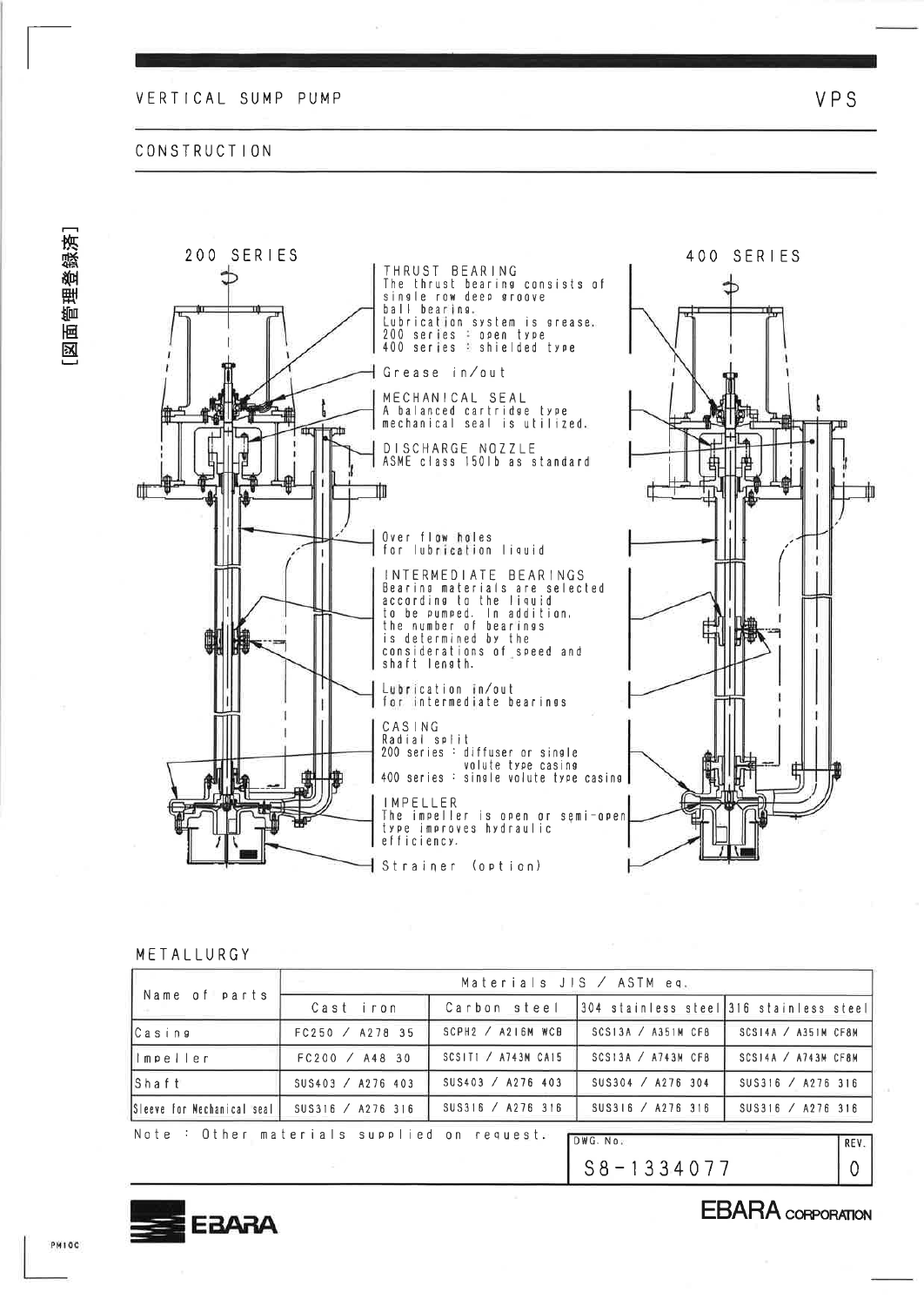# VERTICAL SUMP PUMP

VPS

## CONSTRUCTION

200 SERIES

400 SERIES

**THRUST BEARING**
The thrust bearing consists of single row deep groove ball bearing.
Lubrication system is grease.
200 series : open type
400 series : shielded type

Grease in/out

**MECHANICAL SEAL**
A balanced cartridge type mechanical seal is utilized.

**DISCHARGE NOZZLE**
ASME class 150lb as standard

Over flow holes for lubrication liquid

**INTERMEDIATE BEARINGS**
Bearing materials are selected according to the liquid to be pumped. In addition, the number of bearings is determined by the considerations of speed and shaft length.

Lubrication in/out for intermediate bearings

**CASING**
Radial split
200 series : diffuser or single volute type casing
400 series : single volute type casing

**IMPELLER**
The impeller is open or semi-open type improves hydraulic efficiency.

Strainer (option)

## METALLURGY

| Name of parts | Materials JIS / ASTM eq. | | | |
|---|---|---|---|---|
| | Cast iron | Carbon steel | 304 stainless steel | 316 stainless steel |
| Casing | FC250 / A278 35 | SCPH2 / A216M WCB | SCS13A / A351M CF8 | SCS14A / A351M CF8M |
| Impeller | FC200 / A48 30 | SCS1T1 / A743M CA15 | SCS13A / A743M CF8 | SCS14A / A743M CF8M |
| Shaft | SUS403 / A276 403 | SUS403 / A276 403 | SUS304 / A276 304 | SUS316 / A276 316 |
| Sleeve for Mechanical seal | SUS316 / A276 316 | SUS316 / A276 316 | SUS316 / A276 316 | SUS316 / A276 316 |

Note : Other materials supplied on request.

| DWG. No. | REV. |
|---|---|
| S8-1334077 | 0 |

EBARA CORPORATION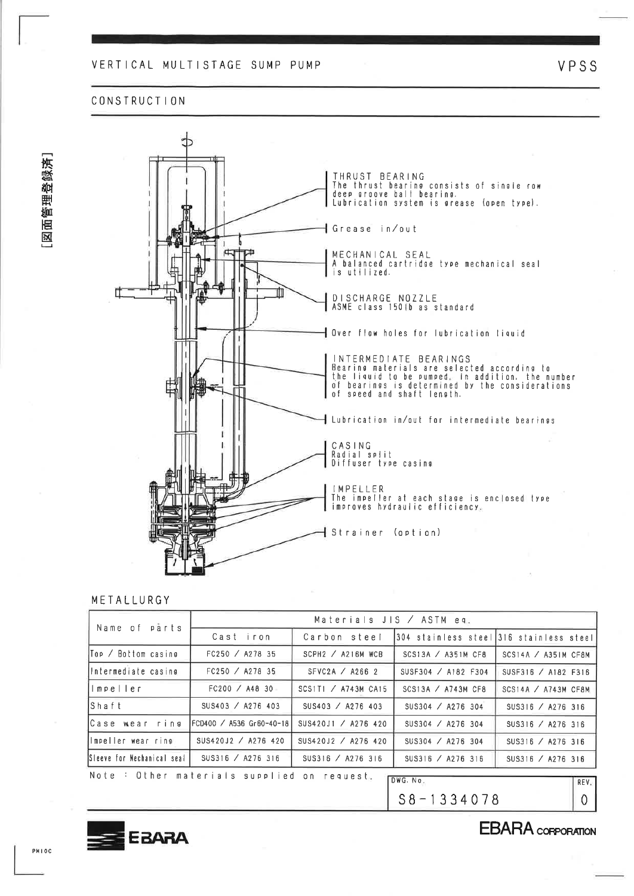# VERTICAL MULTISTAGE SUMP PUMP

**VPSS**

## CONSTRUCTION

**THRUST BEARING**
The thrust bearing consists of single row deep groove ball bearing.
Lubrication system is grease (open type).

**Grease in/out**

**MECHANICAL SEAL**
A balanced cartridge type mechanical seal is utilized.

**DISCHARGE NOZZLE**
ASME class 150lb as standard

**Over flow holes for lubrication liquid**

**INTERMEDIATE BEARINGS**
Bearing materials are selected according to the liquid to be pumped. In addition, the number of bearings is determined by the considerations of speed and shaft length.

**Lubrication in/out for intermediate bearings**

**CASING**
Radial split
Diffuser type casing

**IMPELLER**
The impeller at each stage is enclosed type improves hydraulic efficiency.

**Strainer (option)**

## METALLURGY

| Name of parts | Materials JIS / ASTM eq. | | | |
|---|---|---|---|---|
| | Cast iron | Carbon steel | 304 stainless steel | 316 stainless steel |
| Top / Bottom casing | FC250 / A278 35 | SCPH2 / A216M WCB | SCS13A / A351M CF8 | SCS14A / A351M CF8M |
| Intermediate casing | FC250 / A278 35 | SFVC2A / A266 2 | SUSF304 / A182 F304 | SUSF316 / A182 F316 |
| Impeller | FC200 / A48 30 | SCS1T1 / A743M CA15 | SCS13A / A743M CF8 | SCS14A / A743M CF8M |
| Shaft | SUS403 / A276 403 | SUS403 / A276 403 | SUS304 / A276 304 | SUS316 / A276 316 |
| Case wear ring | FCD400 / A536 Gr60-40-18 | SUS420J1 / A276 420 | SUS304 / A276 304 | SUS316 / A276 316 |
| Impeller wear ring | SUS420J2 / A276 420 | SUS420J2 / A276 420 | SUS304 / A276 304 | SUS316 / A276 316 |
| Sleeve for Mechanical seal | SUS316 / A276 316 | SUS316 / A276 316 | SUS316 / A276 316 | SUS316 / A276 316 |

Note : Other materials supplied on request.

DWG. No. S8-1334078 REV. 0

EBARA CORPORATION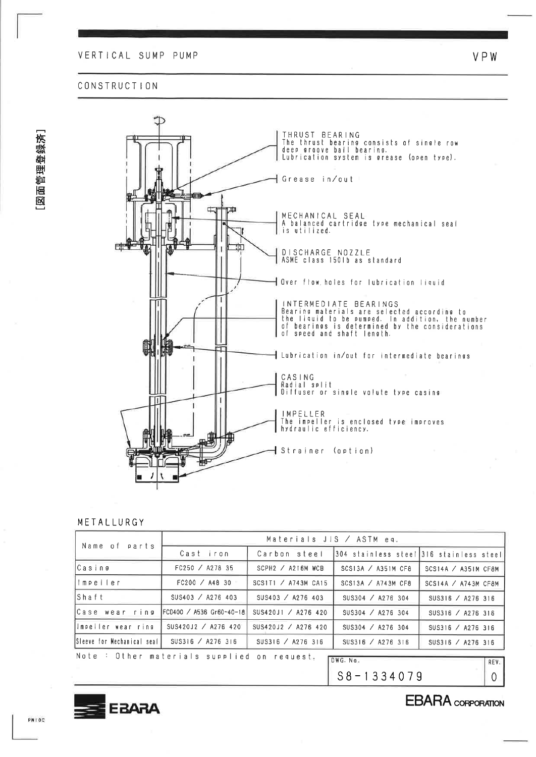VERTICAL SUMP PUMP

VPW

## CONSTRUCTION

THRUST BEARING
The thrust bearing consists of single row deep groove ball bearing.
Lubrication system is grease (open type).

Grease in/out

MECHANICAL SEAL
A balanced cartridge type mechanical seal is utilized.

DISCHARGE NOZZLE
ASME class 150lb as standard

Over flow holes for lubrication liquid

INTERMEDIATE BEARINGS
Bearing materials are selected according to the liquid to be pumped. In addition, the number of bearings is determined by the considerations of speed and shaft length.

Lubrication in/out for intermediate bearings

CASING
Radial split
Diffuser or single volute type casing

IMPELLER
The impeller is enclosed type improves hydraulic efficiency.

Strainer (option)

## METALLURGY

| Name of parts | Materials JIS / ASTM eq. | | | |
|---|---|---|---|---|
| | Cast iron | Carbon steel | 304 stainless steel | 316 stainless steel |
| Casing | FC250 / A278 35 | SCPH2 / A216M WCB | SCS13A / A351M CF8 | SCS14A / A351M CF8M |
| Impeller | FC200 / A48 30 | SCS1T1 / A743M CA15 | SCS13A / A743M CF8 | SCS14A / A743M CF8M |
| Shaft | SUS403 / A276 403 | SUS403 / A276 403 | SUS304 / A276 304 | SUS316 / A276 316 |
| Case wear ring | FCD400 / A536 Gr60-40-18 | SUS420J1 / A276 420 | SUS304 / A276 304 | SUS316 / A276 316 |
| Impeller wear ring | SUS420J2 / A276 420 | SUS420J2 / A276 420 | SUS304 / A276 304 | SUS316 / A276 316 |
| Sleeve for Mechanical seal | SUS316 / A276 316 | SUS316 / A276 316 | SUS316 / A276 316 | SUS316 / A276 316 |

Note : Other materials supplied on request.

DWG. No. S8-1334079 REV. 0

EBARA CORPORATION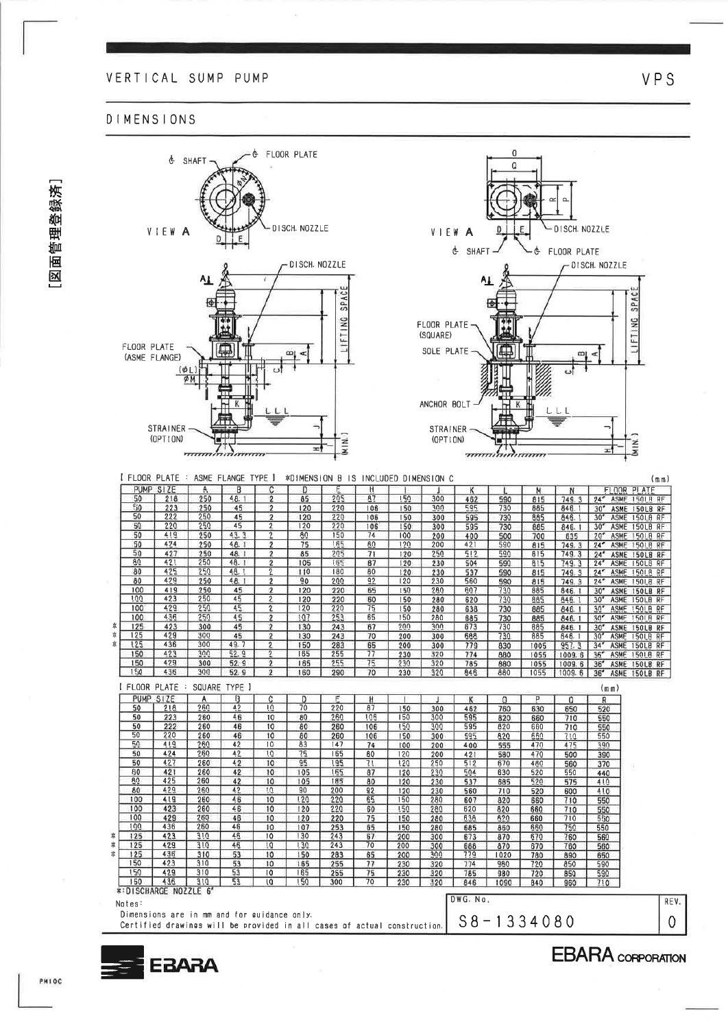# VERTICAL SUMP PUMP

VPS

## DIMENSIONS

[図面管理登録済]

VIEW A — SHAFT, FLOOR PLATE, DISCH. NOZZLE, D, E

FLOOR PLATE (ASME FLANGE), (φL), φM, K, B, A, C, LIFTING SPACE, L.L.L, STRAINER (OPTION), J, H, I (MIN.)

VIEW A — O, Q, R, P, D, E, DISCH. NOZZLE, SHAFT, FLOOR PLATE

FLOOR PLATE (SQUARE), SOLE PLATE, ANCHOR BOLT, K, B, A, C, LIFTING SPACE, L.L.L, STRAINER (OPTION), J, H, I (MIN.)

[ FLOOR PLATE : ASME FLANGE TYPE ] ※DIMENSION B IS INCLUDED DIMENSION C (mm)

| | PUMP SIZE | | A | B | C | D | E | H | I | J | K | L | M | N | FLOOR PLATE |
|---|---|---|---|---|---|---|---|---|---|---|---|---|---|---|---|
| | 50 | 218 | 250 | 48.1 | 2 | 85 | 205 | 87 | 150 | 300 | 462 | 590 | 815 | 749.3 | 24" ASME 150LB RF |
| | 50 | 223 | 250 | 45 | 2 | 120 | 220 | 106 | 150 | 300 | 595 | 730 | 885 | 846.1 | 30" ASME 150LB RF |
| | 50 | 222 | 250 | 45 | 2 | 120 | 220 | 106 | 150 | 300 | 595 | 730 | 885 | 846.1 | 30" ASME 150LB RF |
| | 50 | 220 | 250 | 45 | 2 | 120 | 220 | 106 | 150 | 300 | 595 | 730 | 885 | 846.1 | 30" ASME 150LB RF |
| | 50 | 419 | 250 | 43.3 | 2 | 80 | 150 | 74 | 100 | 200 | 400 | 500 | 700 | 635 | 20" ASME 150LB RF |
| | 50 | 424 | 250 | 48.1 | 2 | 75 | 165 | 80 | 120 | 200 | 421 | 590 | 815 | 749.3 | 24" ASME 150LB RF |
| | 50 | 427 | 250 | 48.1 | 2 | 85 | 205 | 71 | 120 | 250 | 512 | 590 | 815 | 749.3 | 24" ASME 150LB RF |
| | 80 | 421 | 250 | 48.1 | 2 | 105 | 165 | 87 | 120 | 230 | 504 | 590 | 815 | 749.3 | 24" ASME 150LB RF |
| | 80 | 425 | 250 | 48.1 | 2 | 110 | 180 | 80 | 120 | 230 | 537 | 590 | 815 | 749.3 | 24" ASME 150LB RF |
| | 80 | 429 | 250 | 48.1 | 2 | 90 | 200 | 92 | 120 | 230 | 560 | 590 | 815 | 749.3 | 24" ASME 150LB RF |
| | 100 | 419 | 250 | 45 | 2 | 120 | 220 | 65 | 150 | 280 | 607 | 730 | 885 | 846.1 | 30" ASME 150LB RF |
| | 100 | 423 | 250 | 45 | 2 | 120 | 220 | 60 | 150 | 280 | 620 | 730 | 885 | 846.1 | 30" ASME 150LB RF |
| | 100 | 429 | 250 | 45 | 2 | 120 | 220 | 75 | 150 | 280 | 638 | 730 | 885 | 846.1 | 30" ASME 150LB RF |
| | 100 | 436 | 250 | 45 | 2 | 107 | 253 | 65 | 150 | 280 | 685 | 730 | 885 | 846.1 | 30" ASME 150LB RF |
| ※ | 125 | 423 | 300 | 45 | 2 | 130 | 243 | 67 | 200 | 300 | 673 | 730 | 885 | 846.1 | 30" ASME 150LB RF |
| ※ | 125 | 429 | 300 | 45 | 2 | 130 | 243 | 70 | 200 | 300 | 688 | 730 | 885 | 846.1 | 30" ASME 150LB RF |
| ※ | 125 | 436 | 300 | 49.7 | 2 | 150 | 283 | 65 | 200 | 300 | 779 | 830 | 1005 | 957.3 | 34" ASME 150LB RF |
| | 150 | 423 | 300 | 52.9 | 2 | 165 | 255 | 77 | 230 | 320 | 774 | 880 | 1055 | 1009.6 | 36" ASME 150LB RF |
| | 150 | 429 | 300 | 52.9 | 2 | 165 | 255 | 75 | 230 | 320 | 785 | 880 | 1055 | 1009.6 | 36" ASME 150LB RF |
| | 150 | 436 | 300 | 52.9 | 2 | 160 | 290 | 70 | 230 | 320 | 846 | 880 | 1055 | 1009.6 | 36" ASME 150LB RF |

[ FLOOR PLATE : SQUARE TYPE ] (mm)

| | PUMP SIZE | | A | B | C | D | E | H | I | J | K | O | P | Q | R |
|---|---|---|---|---|---|---|---|---|---|---|---|---|---|---|---|
| | 50 | 218 | 260 | 42 | 10 | 70 | 220 | 87 | 150 | 300 | 462 | 760 | 630 | 650 | 520 |
| | 50 | 223 | 260 | 46 | 10 | 80 | 260 | 106 | 150 | 300 | 595 | 820 | 660 | 710 | 550 |
| | 50 | 222 | 260 | 46 | 10 | 80 | 260 | 106 | 150 | 300 | 595 | 820 | 660 | 710 | 550 |
| | 50 | 220 | 260 | 46 | 10 | 80 | 260 | 106 | 150 | 300 | 595 | 820 | 660 | 710 | 550 |
| | 50 | 419 | 260 | 42 | 10 | 83 | 147 | 74 | 100 | 200 | 400 | 555 | 470 | 475 | 390 |
| | 50 | 424 | 260 | 42 | 10 | 75 | 165 | 80 | 120 | 200 | 421 | 580 | 470 | 500 | 390 |
| | 50 | 427 | 260 | 42 | 10 | 95 | 195 | 71 | 120 | 250 | 512 | 670 | 480 | 560 | 370 |
| | 80 | 421 | 260 | 42 | 10 | 105 | 165 | 87 | 120 | 230 | 504 | 630 | 520 | 550 | 440 |
| | 80 | 425 | 260 | 42 | 10 | 105 | 185 | 80 | 120 | 230 | 537 | 685 | 520 | 575 | 410 |
| | 80 | 429 | 260 | 42 | 10 | 90 | 200 | 92 | 120 | 230 | 560 | 710 | 520 | 600 | 410 |
| | 100 | 419 | 260 | 46 | 10 | 120 | 220 | 65 | 150 | 280 | 607 | 820 | 660 | 710 | 550 |
| | 100 | 423 | 260 | 46 | 10 | 120 | 220 | 60 | 150 | 280 | 620 | 820 | 660 | 710 | 550 |
| | 100 | 429 | 260 | 46 | 10 | 120 | 220 | 75 | 150 | 280 | 638 | 820 | 660 | 710 | 550 |
| | 100 | 436 | 260 | 46 | 10 | 107 | 253 | 65 | 150 | 280 | 685 | 860 | 660 | 750 | 550 |
| ※ | 125 | 423 | 310 | 46 | 10 | 130 | 243 | 67 | 200 | 300 | 673 | 870 | 670 | 760 | 560 |
| ※ | 125 | 429 | 310 | 46 | 10 | 130 | 243 | 70 | 200 | 300 | 688 | 870 | 670 | 760 | 560 |
| ※ | 125 | 436 | 310 | 53 | 10 | 150 | 283 | 65 | 200 | 300 | 779 | 1020 | 780 | 890 | 650 |
| | 150 | 423 | 310 | 53 | 10 | 165 | 255 | 77 | 230 | 320 | 774 | 980 | 720 | 850 | 590 |
| | 150 | 429 | 310 | 53 | 10 | 165 | 255 | 75 | 230 | 320 | 785 | 980 | 720 | 850 | 590 |
| | 150 | 436 | 310 | 53 | 10 | 150 | 300 | 70 | 230 | 320 | 846 | 1090 | 840 | 960 | 710 |

※:DISCHARGE NOZZLE 6"

Notes:
Dimensions are in mm and for guidance only.
Certified drawings will be provided in all cases of actual construction.

DWG. No. S8-1334080 REV. 0

EBARA

EBARA CORPORATION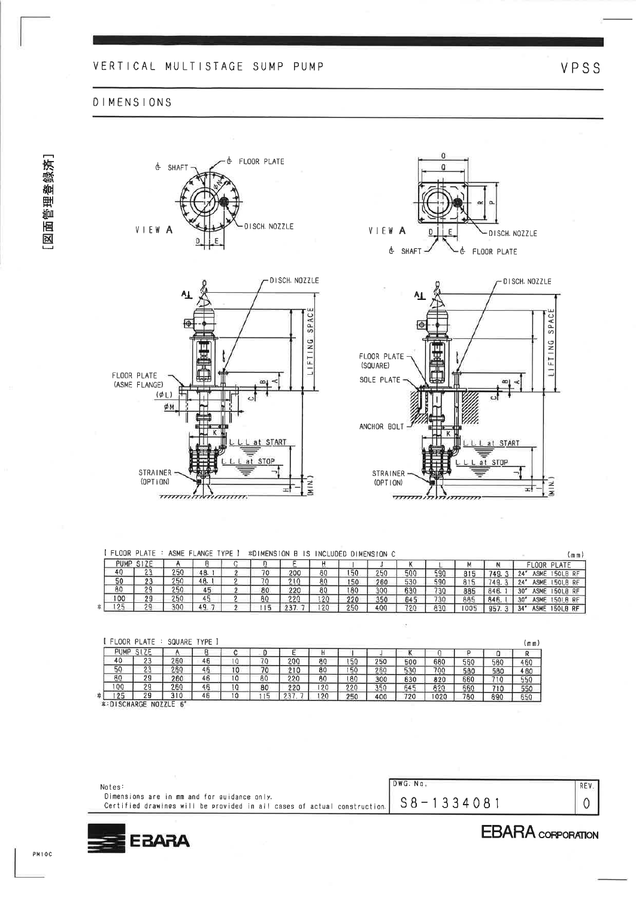# VERTICAL MULTISTAGE SUMP PUMP

VPSS

## DIMENSIONS

[ FLOOR PLATE : ASME FLANGE TYPE ]  *DIMENSION B IS INCLUDED DIMENSION C  (mm)

| | PUMP SIZE | | A | B | C | D | E | H | I | J | K | L | M | N | FLOOR PLATE |
|---|---|---|---|---|---|---|---|---|---|---|---|---|---|---|---|
| | 40 | 23 | 250 | 48.1 | 2 | 70 | 200 | 80 | 150 | 250 | 500 | 590 | 815 | 749.3 | 24" ASME 150LB RF |
| | 50 | 23 | 250 | 48.1 | 2 | 70 | 210 | 80 | 150 | 260 | 530 | 590 | 815 | 749.3 | 24" ASME 150LB RF |
| | 80 | 29 | 250 | 45 | 2 | 80 | 220 | 80 | 180 | 300 | 630 | 730 | 885 | 846.1 | 30" ASME 150LB RF |
| | 100 | 29 | 250 | 45 | 2 | 80 | 220 | 120 | 220 | 350 | 645 | 730 | 885 | 846.1 | 30" ASME 150LB RF |
| * | 125 | 29 | 300 | 49.7 | 2 | 115 | 237.7 | 120 | 250 | 400 | 720 | 830 | 1005 | 957.3 | 34" ASME 150LB RF |

[ FLOOR PLATE : SQUARE TYPE ]  (mm)

| | PUMP SIZE | | A | B | C | D | E | H | I | J | K | O | P | Q | R |
|---|---|---|---|---|---|---|---|---|---|---|---|---|---|---|---|
| | 40 | 23 | 260 | 46 | 10 | 70 | 200 | 80 | 150 | 250 | 500 | 680 | 560 | 580 | 460 |
| | 50 | 23 | 260 | 46 | 10 | 70 | 210 | 80 | 150 | 260 | 530 | 700 | 580 | 580 | 480 |
| | 80 | 29 | 260 | 46 | 10 | 80 | 220 | 80 | 180 | 300 | 630 | 820 | 660 | 710 | 550 |
| | 100 | 29 | 260 | 46 | 10 | 80 | 220 | 120 | 220 | 350 | 645 | 820 | 660 | 710 | 550 |
| * | 125 | 29 | 310 | 46 | 10 | 115 | 237.7 | 120 | 250 | 400 | 720 | 1020 | 780 | 890 | 650 |

*:DISCHARGE NOZZLE 6"

Notes:
Dimensions are in mm and for guidance only.
Certified drawings will be provided in all cases of actual construction.

DWG. No. S8-1334081  REV. 0

EBARA CORPORATION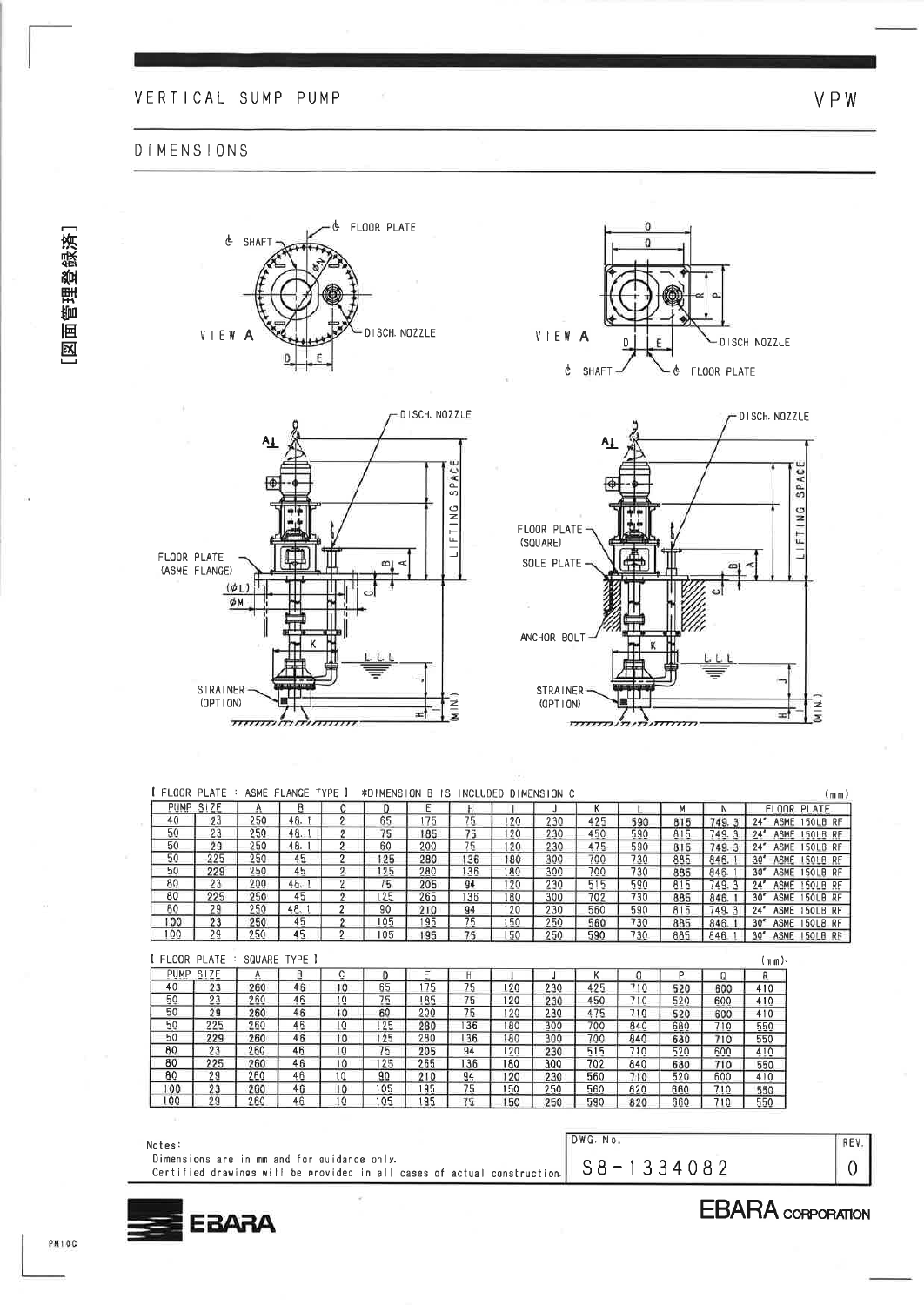# VERTICAL SUMP PUMP

VPW

## DIMENSIONS

[図面管理登録済]

VIEW A — ℄ SHAFT, ℄ FLOOR PLATE, DISCH. NOZZLE, φN, D, E

VIEW A — O, Q, R, P, D, E, ℄ SHAFT, ℄ FLOOR PLATE, DISCH. NOZZLE

A, DISCH. NOZZLE, LIFTING SPACE, FLOOR PLATE (ASME FLANGE), (φL), φM, B, A, C, K, L.L.L, J, STRAINER (OPTION), H, (MIN.)

A, DISCH. NOZZLE, LIFTING SPACE, FLOOR PLATE (SQUARE), SOLE PLATE, ANCHOR BOLT, B, A, C, K, L.L.L, J, STRAINER (OPTION), H, (MIN.)

[ FLOOR PLATE : ASME FLANGE TYPE ] *DIMENSION B IS INCLUDED DIMENSION C (mm)

| PUMP SIZE | | A | B | C | D | E | H | I | J | K | L | M | N | FLOOR PLATE |
|---|---|---|---|---|---|---|---|---|---|---|---|---|---|---|
| 40 | 23 | 250 | 48.1 | 2 | 65 | 175 | 75 | 120 | 230 | 425 | 590 | 815 | 749.3 | 24" ASME 150LB RF |
| 50 | 23 | 250 | 48.1 | 2 | 75 | 185 | 75 | 120 | 230 | 450 | 590 | 815 | 749.3 | 24" ASME 150LB RF |
| 50 | 29 | 250 | 48.1 | 2 | 60 | 200 | 75 | 120 | 230 | 475 | 590 | 815 | 749.3 | 24" ASME 150LB RF |
| 50 | 225 | 250 | 45 | 2 | 125 | 280 | 136 | 180 | 300 | 700 | 730 | 885 | 846.1 | 30" ASME 150LB RF |
| 50 | 229 | 250 | 45 | 2 | 125 | 280 | 136 | 180 | 300 | 700 | 730 | 885 | 846.1 | 30" ASME 150LB RF |
| 80 | 23 | 200 | 48.1 | 2 | 75 | 205 | 94 | 120 | 230 | 515 | 590 | 815 | 749.3 | 24" ASME 150LB RF |
| 80 | 225 | 250 | 45 | 2 | 125 | 265 | 136 | 180 | 300 | 702 | 730 | 885 | 846.1 | 30" ASME 150LB RF |
| 80 | 29 | 250 | 48.1 | 2 | 90 | 210 | 94 | 120 | 230 | 560 | 590 | 815 | 749.3 | 24" ASME 150LB RF |
| 100 | 23 | 250 | 45 | 2 | 105 | 195 | 75 | 150 | 250 | 560 | 730 | 885 | 846.1 | 30" ASME 150LB RF |
| 100 | 29 | 250 | 45 | 2 | 105 | 195 | 75 | 150 | 250 | 590 | 730 | 885 | 846.1 | 30" ASME 150LB RF |

[ FLOOR PLATE : SQUARE TYPE ] (mm)

| PUMP SIZE | | A | B | C | D | E | H | I | J | K | O | P | Q | R |
|---|---|---|---|---|---|---|---|---|---|---|---|---|---|---|
| 40 | 23 | 260 | 46 | 10 | 65 | 175 | 75 | 120 | 230 | 425 | 710 | 520 | 600 | 410 |
| 50 | 23 | 260 | 46 | 10 | 75 | 185 | 75 | 120 | 230 | 450 | 710 | 520 | 600 | 410 |
| 50 | 29 | 260 | 46 | 10 | 60 | 200 | 75 | 120 | 230 | 475 | 710 | 520 | 600 | 410 |
| 50 | 225 | 260 | 46 | 10 | 125 | 280 | 136 | 180 | 300 | 700 | 840 | 680 | 710 | 550 |
| 50 | 229 | 260 | 46 | 10 | 125 | 280 | 136 | 180 | 300 | 700 | 840 | 680 | 710 | 550 |
| 80 | 23 | 260 | 46 | 10 | 75 | 205 | 94 | 120 | 230 | 515 | 710 | 520 | 600 | 410 |
| 80 | 225 | 260 | 46 | 10 | 125 | 265 | 136 | 180 | 300 | 702 | 840 | 680 | 710 | 550 |
| 80 | 29 | 260 | 46 | 10 | 90 | 210 | 94 | 120 | 230 | 560 | 710 | 520 | 600 | 410 |
| 100 | 23 | 260 | 46 | 10 | 105 | 195 | 75 | 150 | 250 | 560 | 820 | 660 | 710 | 550 |
| 100 | 29 | 260 | 46 | 10 | 105 | 195 | 75 | 150 | 250 | 590 | 820 | 660 | 710 | 550 |

Notes:
Dimensions are in mm and for guidance only.
Certified drawings will be provided in all cases of actual construction.

| DWG. No. | REV. |
|---|---|
| S8-1334082 | 0 |

EBARA

EBARA CORPORATION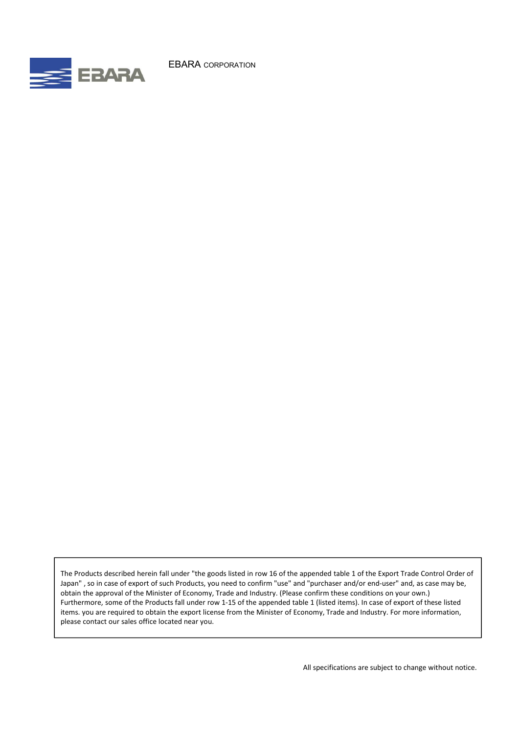EBARA CORPORATION

The Products described herein fall under "the goods listed in row 16 of the appended table 1 of the Export Trade Control Order of Japan" , so in case of export of such Products, you need to confirm "use" and "purchaser and/or end-user" and, as case may be, obtain the approval of the Minister of Economy, Trade and Industry. (Please confirm these conditions on your own.)
Furthermore, some of the Products fall under row 1-15 of the appended table 1 (listed items). In case of export of these listed items. you are required to obtain the export license from the Minister of Economy, Trade and Industry. For more information, please contact our sales office located near you.

All specifications are subject to change without notice.